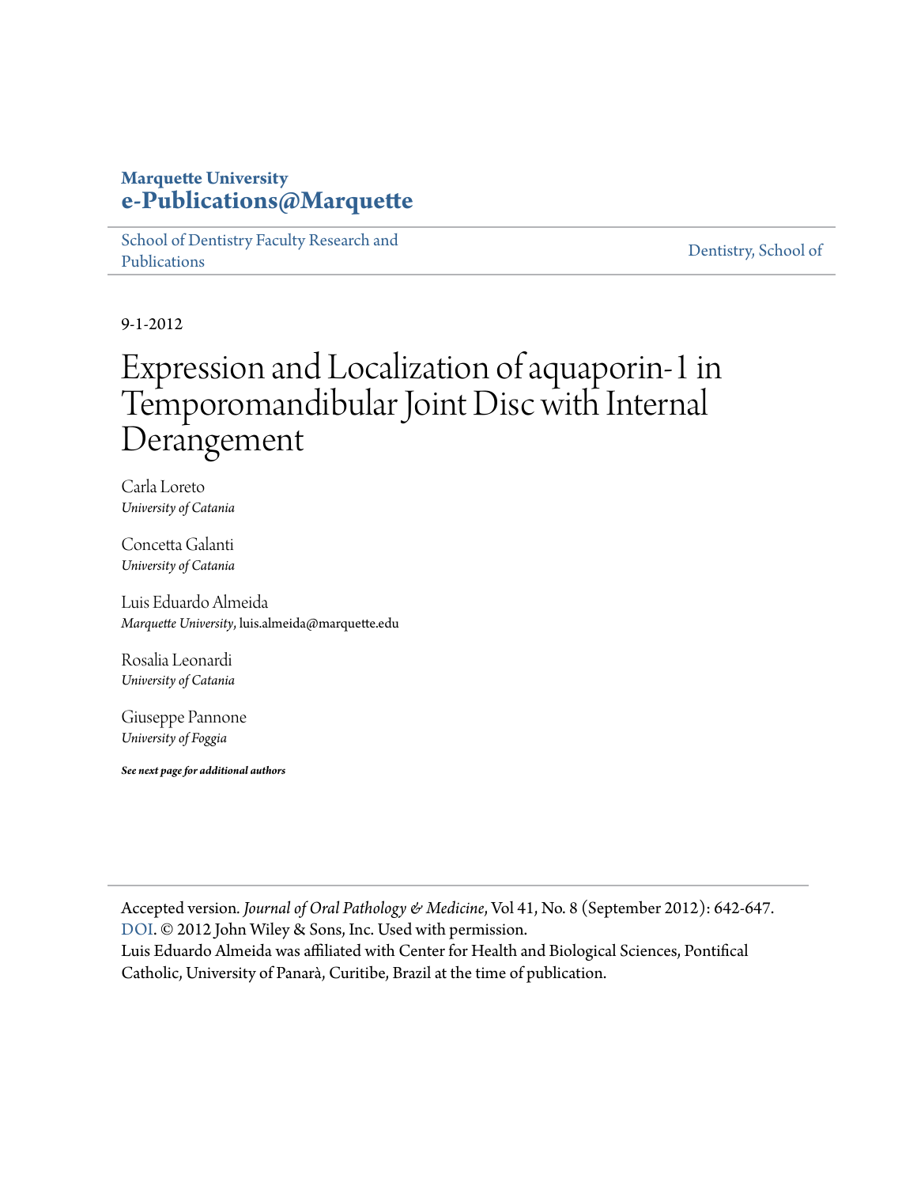**Marquette University**
**e-Publications@Marquette**

School of Dentistry Faculty Research and Publications | Dentistry, School of

9-1-2012

# Expression and Localization of aquaporin-1 in Temporomandibular Joint Disc with Internal Derangement

Carla Loreto
*University of Catania*

Concetta Galanti
*University of Catania*

Luis Eduardo Almeida
*Marquette University*, luis.almeida@marquette.edu

Rosalia Leonardi
*University of Catania*

Giuseppe Pannone
*University of Foggia*

***See next page for additional authors***

Accepted version. *Journal of Oral Pathology & Medicine*, Vol 41, No. 8 (September 2012): 642-647. DOI. © 2012 John Wiley & Sons, Inc. Used with permission.
Luis Eduardo Almeida was affiliated with Center for Health and Biological Sciences, Pontifical Catholic, University of Panarà, Curitibe, Brazil at the time of publication.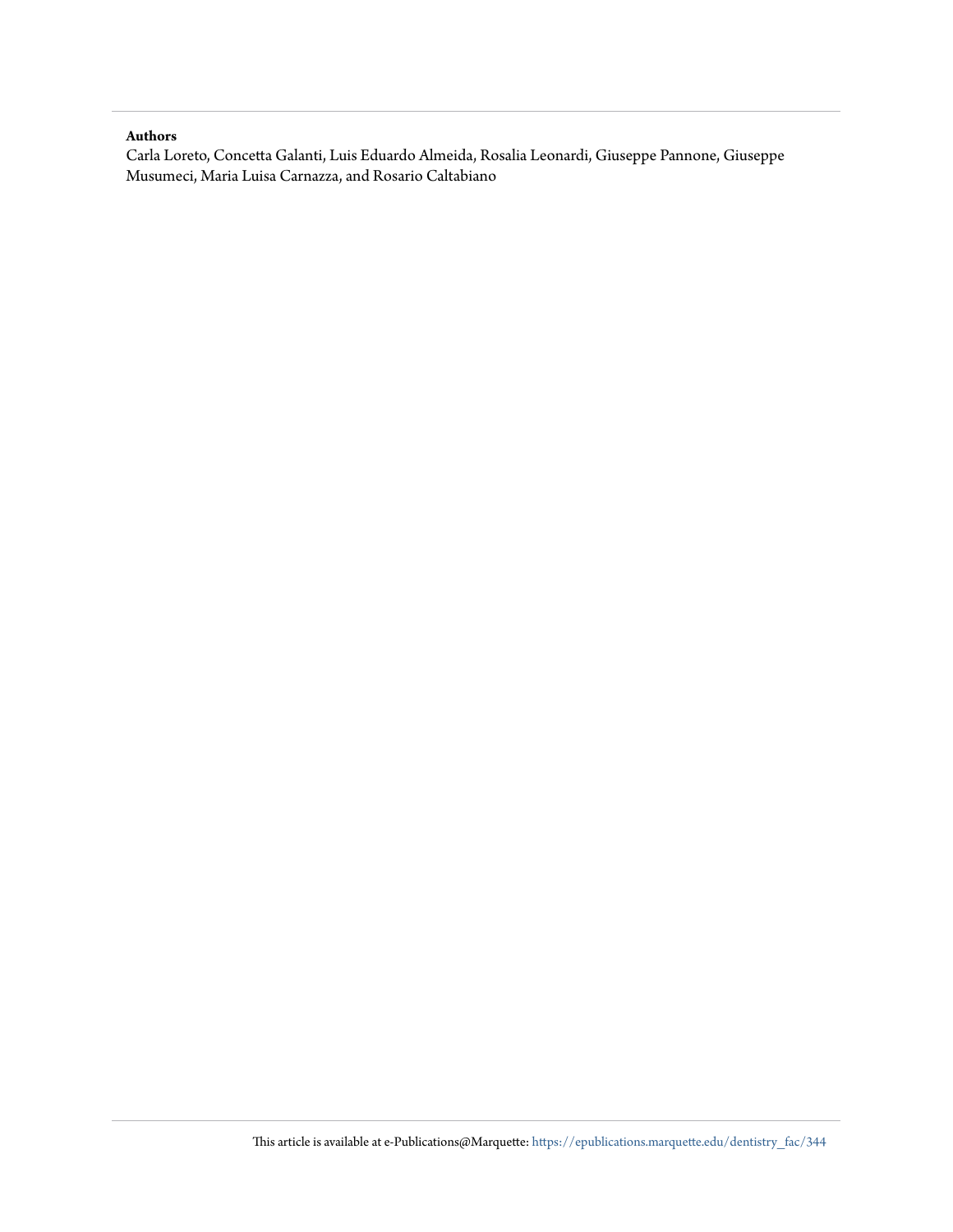**Authors**

Carla Loreto, Concetta Galanti, Luis Eduardo Almeida, Rosalia Leonardi, Giuseppe Pannone, Giuseppe Musumeci, Maria Luisa Carnazza, and Rosario Caltabiano

This article is available at e-Publications@Marquette: https://epublications.marquette.edu/dentistry_fac/344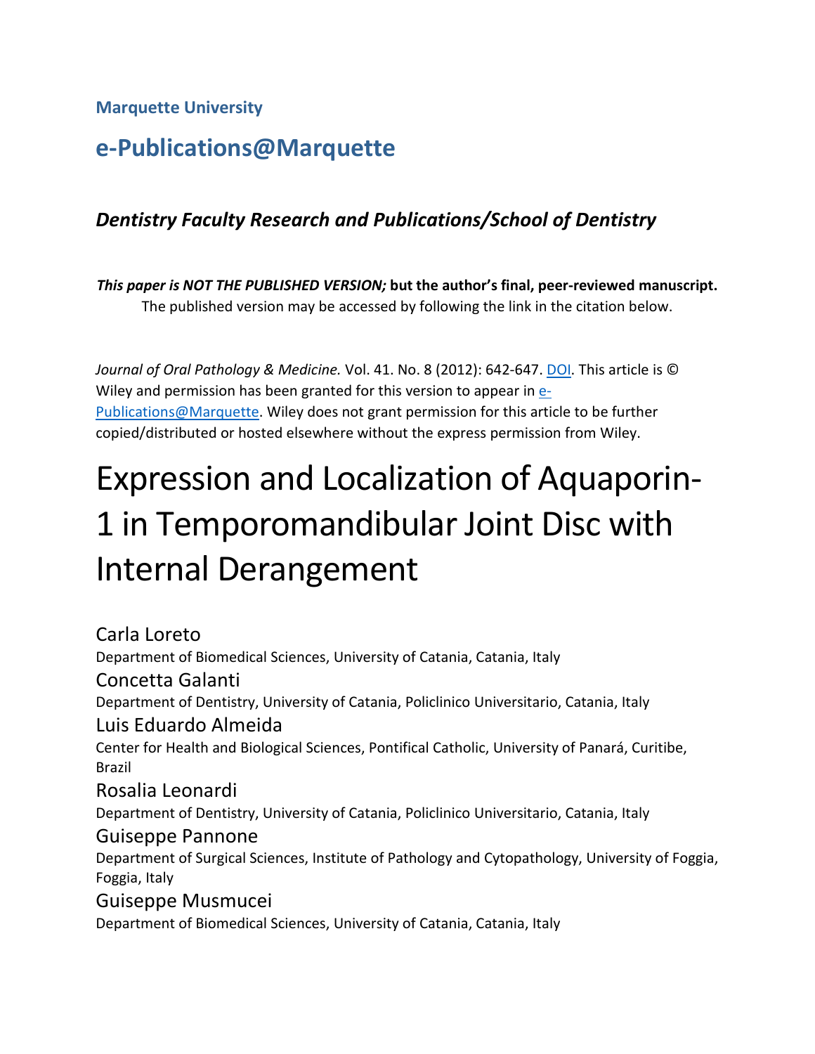**Marquette University**

## e-Publications@Marquette

### *Dentistry Faculty Research and Publications/School of Dentistry*

***This paper is NOT THE PUBLISHED VERSION;* but the author's final, peer-reviewed manuscript.** The published version may be accessed by following the link in the citation below.

*Journal of Oral Pathology & Medicine.* Vol. 41. No. 8 (2012): 642-647. DOI. This article is © Wiley and permission has been granted for this version to appear in e-Publications@Marquette. Wiley does not grant permission for this article to be further copied/distributed or hosted elsewhere without the express permission from Wiley.

# Expression and Localization of Aquaporin-1 in Temporomandibular Joint Disc with Internal Derangement

Carla Loreto
Department of Biomedical Sciences, University of Catania, Catania, Italy

Concetta Galanti
Department of Dentistry, University of Catania, Policlinico Universitario, Catania, Italy

Luis Eduardo Almeida
Center for Health and Biological Sciences, Pontifical Catholic, University of Panará, Curitibe, Brazil

Rosalia Leonardi
Department of Dentistry, University of Catania, Policlinico Universitario, Catania, Italy

Guiseppe Pannone
Department of Surgical Sciences, Institute of Pathology and Cytopathology, University of Foggia, Foggia, Italy

Guiseppe Musmucei
Department of Biomedical Sciences, University of Catania, Catania, Italy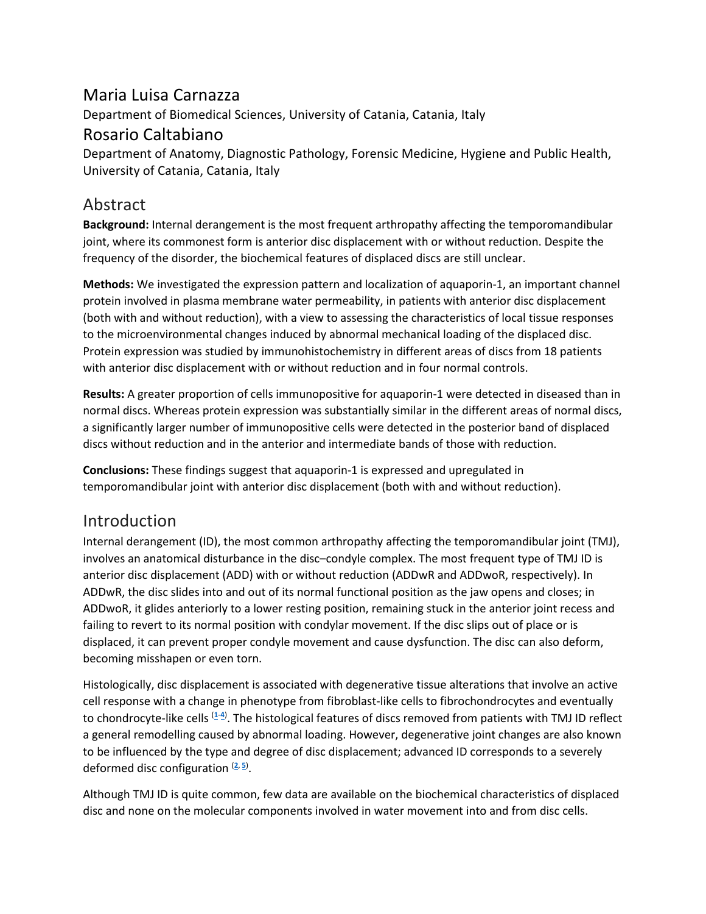Maria Luisa Carnazza

Department of Biomedical Sciences, University of Catania, Catania, Italy

Rosario Caltabiano

Department of Anatomy, Diagnostic Pathology, Forensic Medicine, Hygiene and Public Health, University of Catania, Catania, Italy

## Abstract

**Background:** Internal derangement is the most frequent arthropathy affecting the temporomandibular joint, where its commonest form is anterior disc displacement with or without reduction. Despite the frequency of the disorder, the biochemical features of displaced discs are still unclear.

**Methods:** We investigated the expression pattern and localization of aquaporin-1, an important channel protein involved in plasma membrane water permeability, in patients with anterior disc displacement (both with and without reduction), with a view to assessing the characteristics of local tissue responses to the microenvironmental changes induced by abnormal mechanical loading of the displaced disc. Protein expression was studied by immunohistochemistry in different areas of discs from 18 patients with anterior disc displacement with or without reduction and in four normal controls.

**Results:** A greater proportion of cells immunopositive for aquaporin-1 were detected in diseased than in normal discs. Whereas protein expression was substantially similar in the different areas of normal discs, a significantly larger number of immunopositive cells were detected in the posterior band of displaced discs without reduction and in the anterior and intermediate bands of those with reduction.

**Conclusions:** These findings suggest that aquaporin-1 is expressed and upregulated in temporomandibular joint with anterior disc displacement (both with and without reduction).

## Introduction

Internal derangement (ID), the most common arthropathy affecting the temporomandibular joint (TMJ), involves an anatomical disturbance in the disc–condyle complex. The most frequent type of TMJ ID is anterior disc displacement (ADD) with or without reduction (ADDwR and ADDwoR, respectively). In ADDwR, the disc slides into and out of its normal functional position as the jaw opens and closes; in ADDwoR, it glides anteriorly to a lower resting position, remaining stuck in the anterior joint recess and failing to revert to its normal position with condylar movement. If the disc slips out of place or is displaced, it can prevent proper condyle movement and cause dysfunction. The disc can also deform, becoming misshapen or even torn.

Histologically, disc displacement is associated with degenerative tissue alterations that involve an active cell response with a change in phenotype from fibroblast-like cells to fibrochondrocytes and eventually to chondrocyte-like cells [1-4]. The histological features of discs removed from patients with TMJ ID reflect a general remodelling caused by abnormal loading. However, degenerative joint changes are also known to be influenced by the type and degree of disc displacement; advanced ID corresponds to a severely deformed disc configuration [2, 5].

Although TMJ ID is quite common, few data are available on the biochemical characteristics of displaced disc and none on the molecular components involved in water movement into and from disc cells.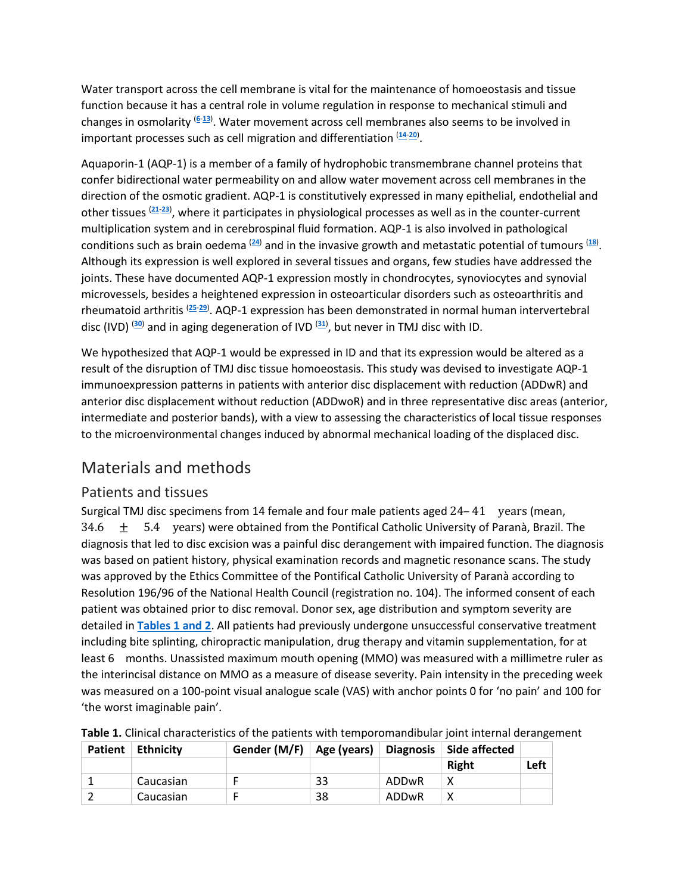Water transport across the cell membrane is vital for the maintenance of homoeostasis and tissue function because it has a central role in volume regulation in response to mechanical stimuli and changes in osmolarity [6-13]. Water movement across cell membranes also seems to be involved in important processes such as cell migration and differentiation [14-20].

Aquaporin-1 (AQP-1) is a member of a family of hydrophobic transmembrane channel proteins that confer bidirectional water permeability on and allow water movement across cell membranes in the direction of the osmotic gradient. AQP-1 is constitutively expressed in many epithelial, endothelial and other tissues [21-23], where it participates in physiological processes as well as in the counter-current multiplication system and in cerebrospinal fluid formation. AQP-1 is also involved in pathological conditions such as brain oedema [24] and in the invasive growth and metastatic potential of tumours [18]. Although its expression is well explored in several tissues and organs, few studies have addressed the joints. These have documented AQP-1 expression mostly in chondrocytes, synoviocytes and synovial microvessels, besides a heightened expression in osteoarticular disorders such as osteoarthritis and rheumatoid arthritis [25-29]. AQP-1 expression has been demonstrated in normal human intervertebral disc (IVD) [30] and in aging degeneration of IVD [31], but never in TMJ disc with ID.

We hypothesized that AQP-1 would be expressed in ID and that its expression would be altered as a result of the disruption of TMJ disc tissue homoeostasis. This study was devised to investigate AQP-1 immunoexpression patterns in patients with anterior disc displacement with reduction (ADDwR) and anterior disc displacement without reduction (ADDwoR) and in three representative disc areas (anterior, intermediate and posterior bands), with a view to assessing the characteristics of local tissue responses to the microenvironmental changes induced by abnormal mechanical loading of the displaced disc.

## Materials and methods

### Patients and tissues

Surgical TMJ disc specimens from 14 female and four male patients aged 24–41 years (mean, 34.6 ± 5.4 years) were obtained from the Pontifical Catholic University of Paranà, Brazil. The diagnosis that led to disc excision was a painful disc derangement with impaired function. The diagnosis was based on patient history, physical examination records and magnetic resonance scans. The study was approved by the Ethics Committee of the Pontifical Catholic University of Paranà according to Resolution 196/96 of the National Health Council (registration no. 104). The informed consent of each patient was obtained prior to disc removal. Donor sex, age distribution and symptom severity are detailed in **Tables 1 and 2**. All patients had previously undergone unsuccessful conservative treatment including bite splinting, chiropractic manipulation, drug therapy and vitamin supplementation, for at least 6 months. Unassisted maximum mouth opening (MMO) was measured with a millimetre ruler as the interincisal distance on MMO as a measure of disease severity. Pain intensity in the preceding week was measured on a 100-point visual analogue scale (VAS) with anchor points 0 for 'no pain' and 100 for 'the worst imaginable pain'.

**Table 1.** Clinical characteristics of the patients with temporomandibular joint internal derangement

| Patient | Ethnicity | Gender (M/F) | Age (years) | Diagnosis | Side affected | |
|---|---|---|---|---|---|---|
| | | | | | Right | Left |
| 1 | Caucasian | F | 33 | ADDwR | X | |
| 2 | Caucasian | F | 38 | ADDwR | X | |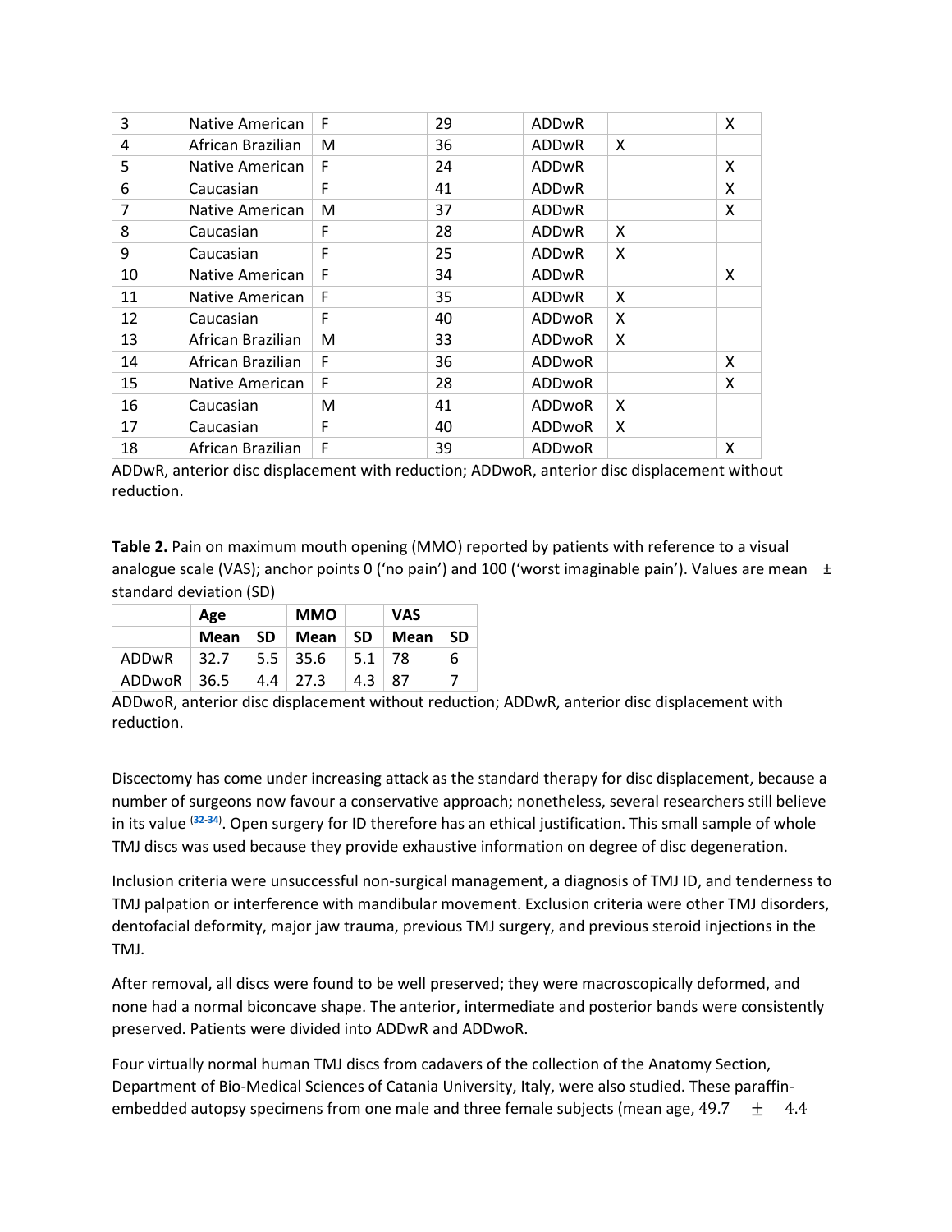| 3 | Native American | F | 29 | ADDwR | | X |
|---|---|---|---|---|---|---|
| 4 | African Brazilian | M | 36 | ADDwR | X | |
| 5 | Native American | F | 24 | ADDwR | | X |
| 6 | Caucasian | F | 41 | ADDwR | | X |
| 7 | Native American | M | 37 | ADDwR | | X |
| 8 | Caucasian | F | 28 | ADDwR | X | |
| 9 | Caucasian | F | 25 | ADDwR | X | |
| 10 | Native American | F | 34 | ADDwR | | X |
| 11 | Native American | F | 35 | ADDwR | X | |
| 12 | Caucasian | F | 40 | ADDwoR | X | |
| 13 | African Brazilian | M | 33 | ADDwoR | X | |
| 14 | African Brazilian | F | 36 | ADDwoR | | X |
| 15 | Native American | F | 28 | ADDwoR | | X |
| 16 | Caucasian | M | 41 | ADDwoR | X | |
| 17 | Caucasian | F | 40 | ADDwoR | X | |
| 18 | African Brazilian | F | 39 | ADDwoR | | X |

ADDwR, anterior disc displacement with reduction; ADDwoR, anterior disc displacement without reduction.

**Table 2.** Pain on maximum mouth opening (MMO) reported by patients with reference to a visual analogue scale (VAS); anchor points 0 ('no pain') and 100 ('worst imaginable pain'). Values are mean ± standard deviation (SD)

| | Age | | MMO | | VAS | |
|---|---|---|---|---|---|---|
| | Mean | SD | Mean | SD | Mean | SD |
| ADDwR | 32.7 | 5.5 | 35.6 | 5.1 | 78 | 6 |
| ADDwoR | 36.5 | 4.4 | 27.3 | 4.3 | 87 | 7 |

ADDwoR, anterior disc displacement without reduction; ADDwR, anterior disc displacement with reduction.

Discectomy has come under increasing attack as the standard therapy for disc displacement, because a number of surgeons now favour a conservative approach; nonetheless, several researchers still believe in its value [32-34]. Open surgery for ID therefore has an ethical justification. This small sample of whole TMJ discs was used because they provide exhaustive information on degree of disc degeneration.

Inclusion criteria were unsuccessful non-surgical management, a diagnosis of TMJ ID, and tenderness to TMJ palpation or interference with mandibular movement. Exclusion criteria were other TMJ disorders, dentofacial deformity, major jaw trauma, previous TMJ surgery, and previous steroid injections in the TMJ.

After removal, all discs were found to be well preserved; they were macroscopically deformed, and none had a normal biconcave shape. The anterior, intermediate and posterior bands were consistently preserved. Patients were divided into ADDwR and ADDwoR.

Four virtually normal human TMJ discs from cadavers of the collection of the Anatomy Section, Department of Bio-Medical Sciences of Catania University, Italy, were also studied. These paraffin-embedded autopsy specimens from one male and three female subjects (mean age, 49.7 ± 4.4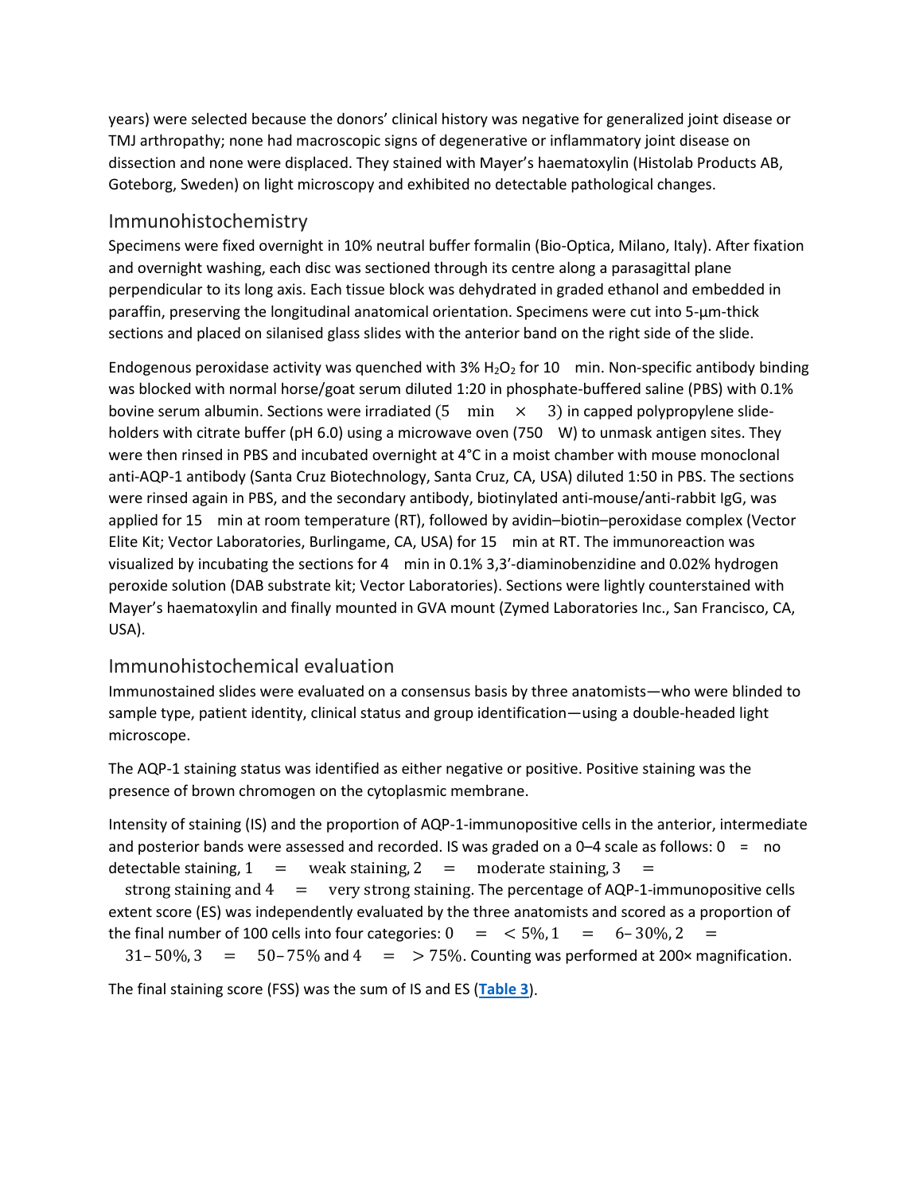years) were selected because the donors' clinical history was negative for generalized joint disease or TMJ arthropathy; none had macroscopic signs of degenerative or inflammatory joint disease on dissection and none were displaced. They stained with Mayer's haematoxylin (Histolab Products AB, Goteborg, Sweden) on light microscopy and exhibited no detectable pathological changes.

## Immunohistochemistry

Specimens were fixed overnight in 10% neutral buffer formalin (Bio-Optica, Milano, Italy). After fixation and overnight washing, each disc was sectioned through its centre along a parasagittal plane perpendicular to its long axis. Each tissue block was dehydrated in graded ethanol and embedded in paraffin, preserving the longitudinal anatomical orientation. Specimens were cut into 5-µm-thick sections and placed on silanised glass slides with the anterior band on the right side of the slide.

Endogenous peroxidase activity was quenched with 3% $H_2O_2$ for 10 min. Non-specific antibody binding was blocked with normal horse/goat serum diluted 1:20 in phosphate-buffered saline (PBS) with 0.1% bovine serum albumin. Sections were irradiated (5 min × 3) in capped polypropylene slide-holders with citrate buffer (pH 6.0) using a microwave oven (750 W) to unmask antigen sites. They were then rinsed in PBS and incubated overnight at 4°C in a moist chamber with mouse monoclonal anti-AQP-1 antibody (Santa Cruz Biotechnology, Santa Cruz, CA, USA) diluted 1:50 in PBS. The sections were rinsed again in PBS, and the secondary antibody, biotinylated anti-mouse/anti-rabbit IgG, was applied for 15 min at room temperature (RT), followed by avidin–biotin–peroxidase complex (Vector Elite Kit; Vector Laboratories, Burlingame, CA, USA) for 15 min at RT. The immunoreaction was visualized by incubating the sections for 4 min in 0.1% 3,3'-diaminobenzidine and 0.02% hydrogen peroxide solution (DAB substrate kit; Vector Laboratories). Sections were lightly counterstained with Mayer's haematoxylin and finally mounted in GVA mount (Zymed Laboratories Inc., San Francisco, CA, USA).

## Immunohistochemical evaluation

Immunostained slides were evaluated on a consensus basis by three anatomists—who were blinded to sample type, patient identity, clinical status and group identification—using a double-headed light microscope.

The AQP-1 staining status was identified as either negative or positive. Positive staining was the presence of brown chromogen on the cytoplasmic membrane.

Intensity of staining (IS) and the proportion of AQP-1-immunopositive cells in the anterior, intermediate and posterior bands were assessed and recorded. IS was graded on a 0–4 scale as follows: 0 = no detectable staining, $1 = $ weak staining, $2 = $ moderate staining, $3 = $ strong staining and $4 = $ very strong staining. The percentage of AQP-1-immunopositive cells extent score (ES) was independently evaluated by the three anatomists and scored as a proportion of the final number of 100 cells into four categories: $0 = <5\%$, $1 = 6\text{–}30\%$, $2 = 31\text{–}50\%$, $3 = 50\text{–}75\%$ and $4 = >75\%$. Counting was performed at 200× magnification.

The final staining score (FSS) was the sum of IS and ES (**Table 3**).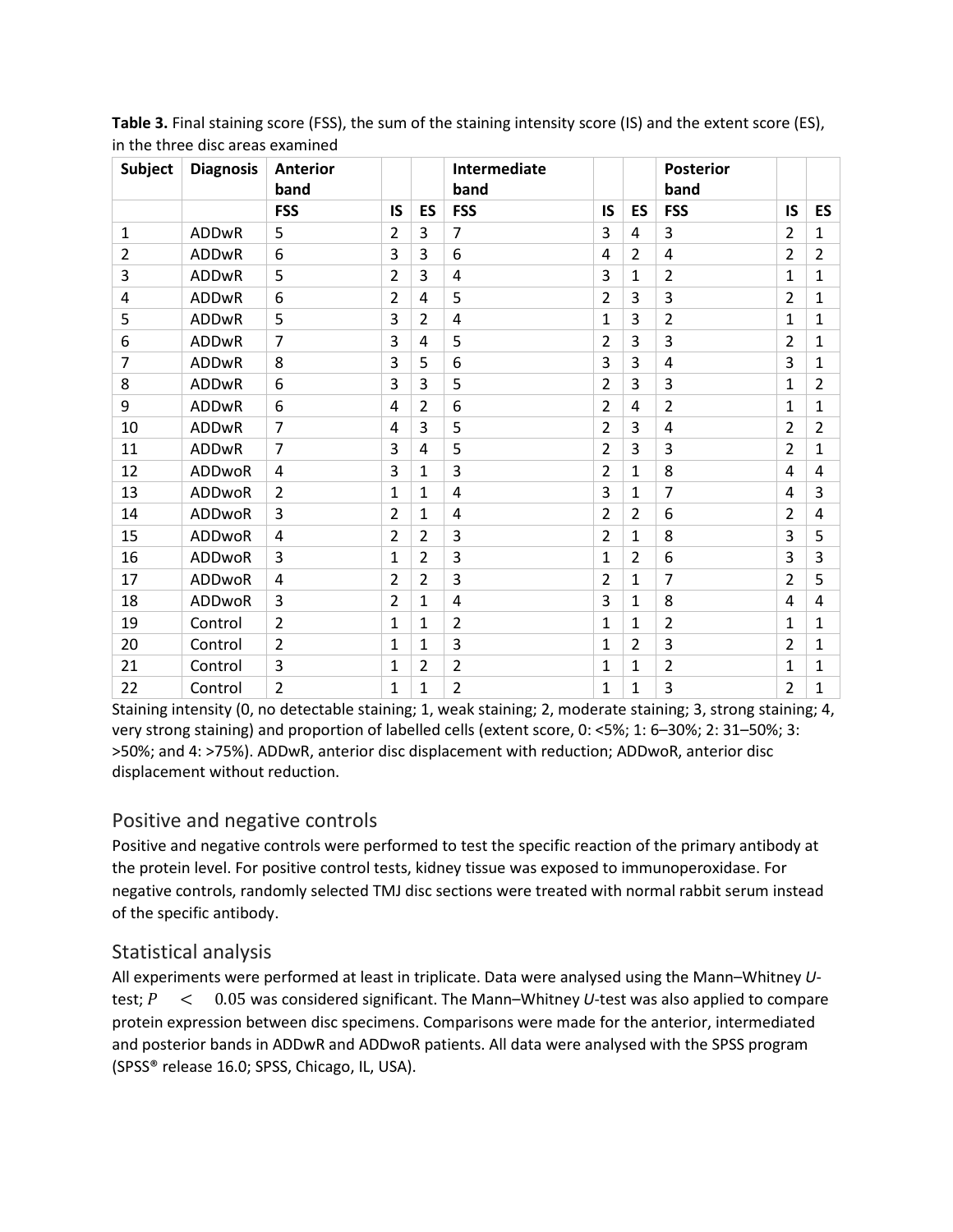**Table 3.** Final staining score (FSS), the sum of the staining intensity score (IS) and the extent score (ES), in the three disc areas examined

| Subject | Diagnosis | Anterior band | | | Intermediate band | | | Posterior band | | |
|---|---|---|---|---|---|---|---|---|---|---|
| | | FSS | IS | ES | FSS | IS | ES | FSS | IS | ES |
| 1 | ADDwR | 5 | 2 | 3 | 7 | 3 | 4 | 3 | 2 | 1 |
| 2 | ADDwR | 6 | 3 | 3 | 6 | 4 | 2 | 4 | 2 | 2 |
| 3 | ADDwR | 5 | 2 | 3 | 4 | 3 | 1 | 2 | 1 | 1 |
| 4 | ADDwR | 6 | 2 | 4 | 5 | 2 | 3 | 3 | 2 | 1 |
| 5 | ADDwR | 5 | 3 | 2 | 4 | 1 | 3 | 2 | 1 | 1 |
| 6 | ADDwR | 7 | 3 | 4 | 5 | 2 | 3 | 3 | 2 | 1 |
| 7 | ADDwR | 8 | 3 | 5 | 6 | 3 | 3 | 4 | 3 | 1 |
| 8 | ADDwR | 6 | 3 | 3 | 5 | 2 | 3 | 3 | 1 | 2 |
| 9 | ADDwR | 6 | 4 | 2 | 6 | 2 | 4 | 2 | 1 | 1 |
| 10 | ADDwR | 7 | 4 | 3 | 5 | 2 | 3 | 4 | 2 | 2 |
| 11 | ADDwR | 7 | 3 | 4 | 5 | 2 | 3 | 3 | 2 | 1 |
| 12 | ADDwoR | 4 | 3 | 1 | 3 | 2 | 1 | 8 | 4 | 4 |
| 13 | ADDwoR | 2 | 1 | 1 | 4 | 3 | 1 | 7 | 4 | 3 |
| 14 | ADDwoR | 3 | 2 | 1 | 4 | 2 | 2 | 6 | 2 | 4 |
| 15 | ADDwoR | 4 | 2 | 2 | 3 | 2 | 1 | 8 | 3 | 5 |
| 16 | ADDwoR | 3 | 1 | 2 | 3 | 1 | 2 | 6 | 3 | 3 |
| 17 | ADDwoR | 4 | 2 | 2 | 3 | 2 | 1 | 7 | 2 | 5 |
| 18 | ADDwoR | 3 | 2 | 1 | 4 | 3 | 1 | 8 | 4 | 4 |
| 19 | Control | 2 | 1 | 1 | 2 | 1 | 1 | 2 | 1 | 1 |
| 20 | Control | 2 | 1 | 1 | 3 | 1 | 2 | 3 | 2 | 1 |
| 21 | Control | 3 | 1 | 2 | 2 | 1 | 1 | 2 | 1 | 1 |
| 22 | Control | 2 | 1 | 1 | 2 | 1 | 1 | 3 | 2 | 1 |

Staining intensity (0, no detectable staining; 1, weak staining; 2, moderate staining; 3, strong staining; 4, very strong staining) and proportion of labelled cells (extent score, 0: <5%; 1: 6–30%; 2: 31–50%; 3: >50%; and 4: >75%). ADDwR, anterior disc displacement with reduction; ADDwoR, anterior disc displacement without reduction.

## Positive and negative controls

Positive and negative controls were performed to test the specific reaction of the primary antibody at the protein level. For positive control tests, kidney tissue was exposed to immunoperoxidase. For negative controls, randomly selected TMJ disc sections were treated with normal rabbit serum instead of the specific antibody.

## Statistical analysis

All experiments were performed at least in triplicate. Data were analysed using the Mann–Whitney *U*-test; $P < 0.05$ was considered significant. The Mann–Whitney *U*-test was also applied to compare protein expression between disc specimens. Comparisons were made for the anterior, intermediated and posterior bands in ADDwR and ADDwoR patients. All data were analysed with the SPSS program (SPSS® release 16.0; SPSS, Chicago, IL, USA).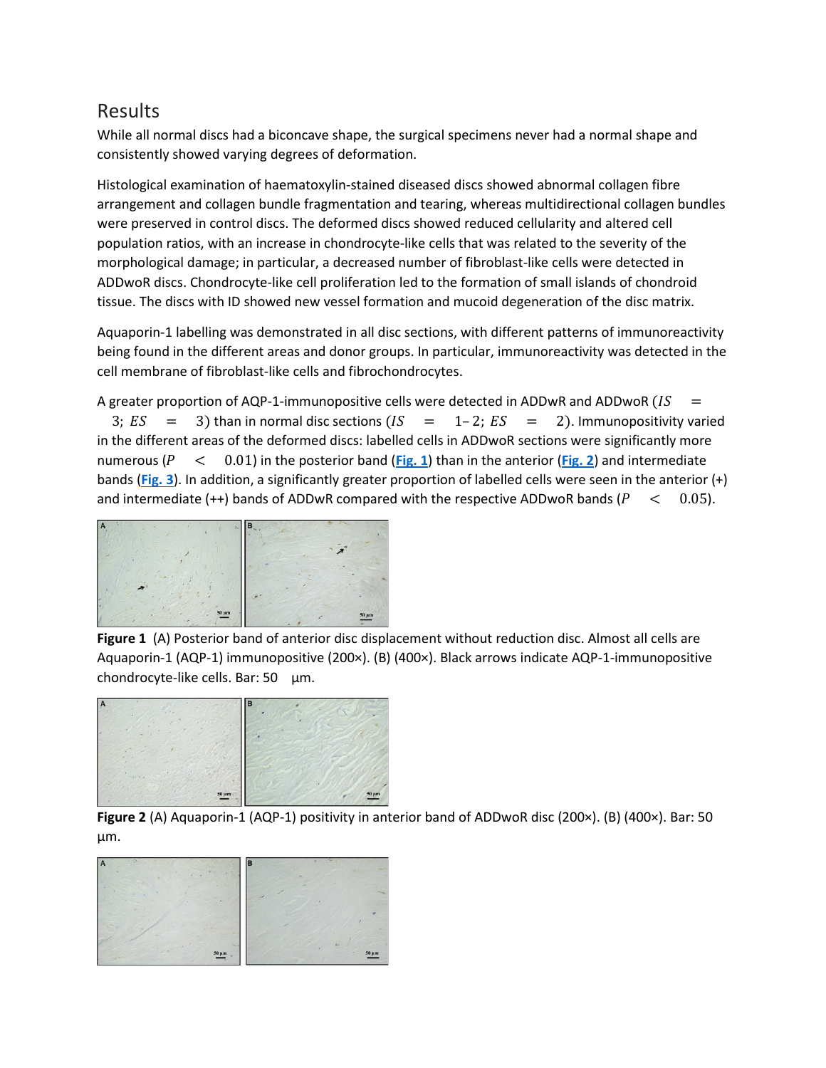## Results

While all normal discs had a biconcave shape, the surgical specimens never had a normal shape and consistently showed varying degrees of deformation.

Histological examination of haematoxylin-stained diseased discs showed abnormal collagen fibre arrangement and collagen bundle fragmentation and tearing, whereas multidirectional collagen bundles were preserved in control discs. The deformed discs showed reduced cellularity and altered cell population ratios, with an increase in chondrocyte-like cells that was related to the severity of the morphological damage; in particular, a decreased number of fibroblast-like cells were detected in ADDwoR discs. Chondrocyte-like cell proliferation led to the formation of small islands of chondroid tissue. The discs with ID showed new vessel formation and mucoid degeneration of the disc matrix.

Aquaporin-1 labelling was demonstrated in all disc sections, with different patterns of immunoreactivity being found in the different areas and donor groups. In particular, immunoreactivity was detected in the cell membrane of fibroblast-like cells and fibrochondrocytes.

A greater proportion of AQP-1-immunopositive cells were detected in ADDwR and ADDwoR ($IS = 3$; $ES = 3$) than in normal disc sections ($IS = 1–2$; $ES = 2$). Immunopositivity varied in the different areas of the deformed discs: labelled cells in ADDwoR sections were significantly more numerous ($P < 0.01$) in the posterior band (Fig. 1) than in the anterior (Fig. 2) and intermediate bands (Fig. 3). In addition, a significantly greater proportion of labelled cells were seen in the anterior (+) and intermediate (++) bands of ADDwR compared with the respective ADDwoR bands ($P < 0.05$).

**Figure 1** (A) Posterior band of anterior disc displacement without reduction disc. Almost all cells are Aquaporin-1 (AQP-1) immunopositive (200×). (B) (400×). Black arrows indicate AQP-1-immunopositive chondrocyte-like cells. Bar: 50 µm.

**Figure 2** (A) Aquaporin-1 (AQP-1) positivity in anterior band of ADDwoR disc (200×). (B) (400×). Bar: 50 µm.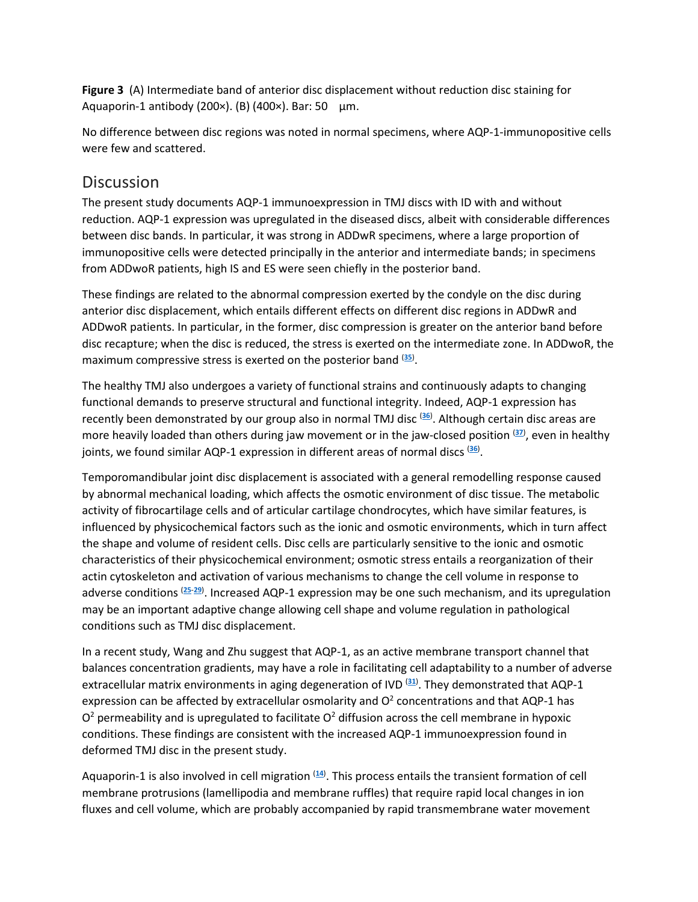**Figure 3** (A) Intermediate band of anterior disc displacement without reduction disc staining for Aquaporin-1 antibody (200×). (B) (400×). Bar: 50 μm.

No difference between disc regions was noted in normal specimens, where AQP-1-immunopositive cells were few and scattered.

## Discussion

The present study documents AQP-1 immunoexpression in TMJ discs with ID with and without reduction. AQP-1 expression was upregulated in the diseased discs, albeit with considerable differences between disc bands. In particular, it was strong in ADDwR specimens, where a large proportion of immunopositive cells were detected principally in the anterior and intermediate bands; in specimens from ADDwoR patients, high IS and ES were seen chiefly in the posterior band.

These findings are related to the abnormal compression exerted by the condyle on the disc during anterior disc displacement, which entails different effects on different disc regions in ADDwR and ADDwoR patients. In particular, in the former, disc compression is greater on the anterior band before disc recapture; when the disc is reduced, the stress is exerted on the intermediate zone. In ADDwoR, the maximum compressive stress is exerted on the posterior band [35].

The healthy TMJ also undergoes a variety of functional strains and continuously adapts to changing functional demands to preserve structural and functional integrity. Indeed, AQP-1 expression has recently been demonstrated by our group also in normal TMJ disc [36]. Although certain disc areas are more heavily loaded than others during jaw movement or in the jaw-closed position [37], even in healthy joints, we found similar AQP-1 expression in different areas of normal discs [36].

Temporomandibular joint disc displacement is associated with a general remodelling response caused by abnormal mechanical loading, which affects the osmotic environment of disc tissue. The metabolic activity of fibrocartilage cells and of articular cartilage chondrocytes, which have similar features, is influenced by physicochemical factors such as the ionic and osmotic environments, which in turn affect the shape and volume of resident cells. Disc cells are particularly sensitive to the ionic and osmotic characteristics of their physicochemical environment; osmotic stress entails a reorganization of their actin cytoskeleton and activation of various mechanisms to change the cell volume in response to adverse conditions [25-29]. Increased AQP-1 expression may be one such mechanism, and its upregulation may be an important adaptive change allowing cell shape and volume regulation in pathological conditions such as TMJ disc displacement.

In a recent study, Wang and Zhu suggest that AQP-1, as an active membrane transport channel that balances concentration gradients, may have a role in facilitating cell adaptability to a number of adverse extracellular matrix environments in aging degeneration of IVD [31]. They demonstrated that AQP-1 expression can be affected by extracellular osmolarity and $O^2$ concentrations and that AQP-1 has $O^2$ permeability and is upregulated to facilitate $O^2$ diffusion across the cell membrane in hypoxic conditions. These findings are consistent with the increased AQP-1 immunoexpression found in deformed TMJ disc in the present study.

Aquaporin-1 is also involved in cell migration [14]. This process entails the transient formation of cell membrane protrusions (lamellipodia and membrane ruffles) that require rapid local changes in ion fluxes and cell volume, which are probably accompanied by rapid transmembrane water movement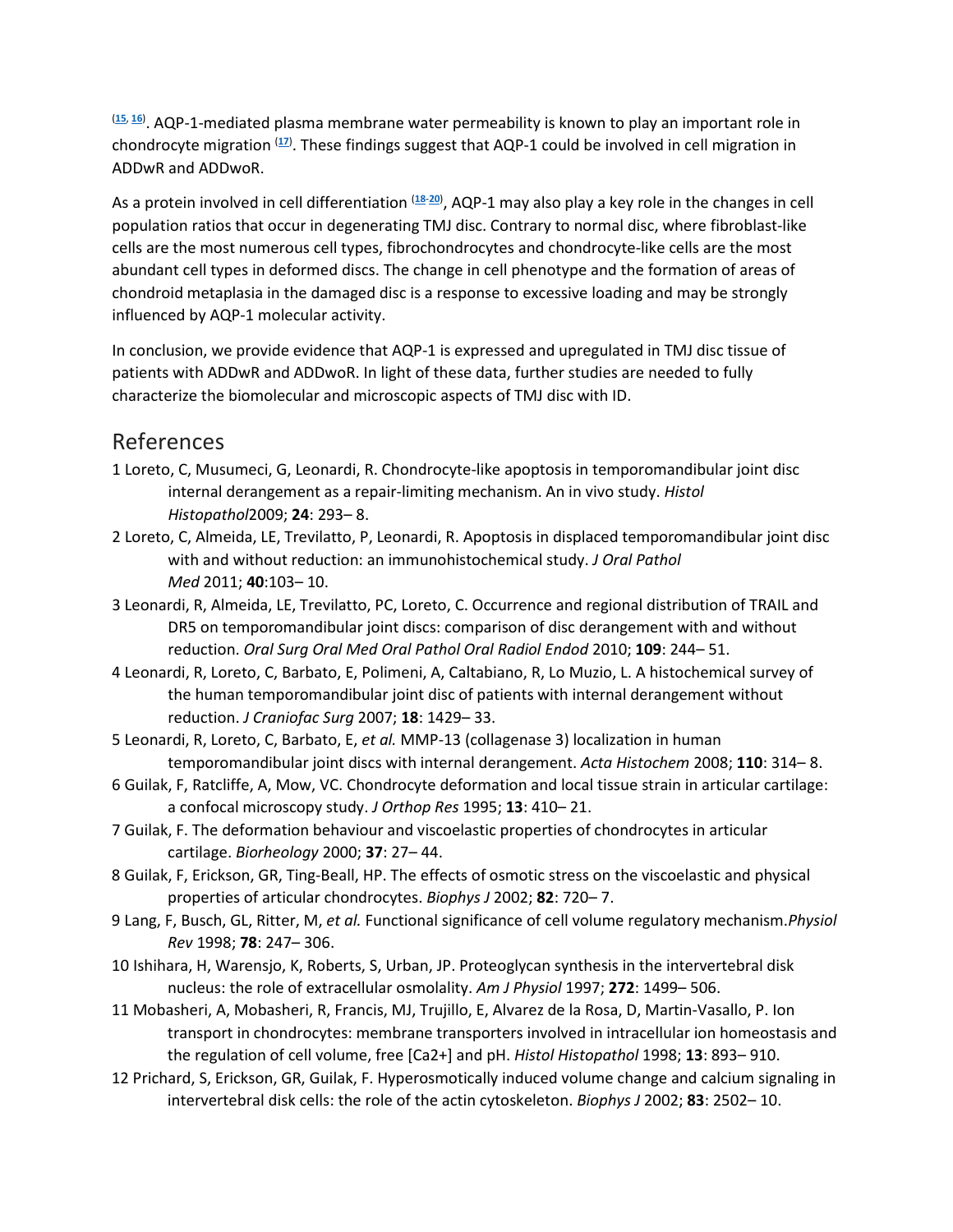[15, 16]. AQP-1-mediated plasma membrane water permeability is known to play an important role in chondrocyte migration [17]. These findings suggest that AQP-1 could be involved in cell migration in ADDwR and ADDwoR.

As a protein involved in cell differentiation [18-20], AQP-1 may also play a key role in the changes in cell population ratios that occur in degenerating TMJ disc. Contrary to normal disc, where fibroblast-like cells are the most numerous cell types, fibrochondrocytes and chondrocyte-like cells are the most abundant cell types in deformed discs. The change in cell phenotype and the formation of areas of chondroid metaplasia in the damaged disc is a response to excessive loading and may be strongly influenced by AQP-1 molecular activity.

In conclusion, we provide evidence that AQP-1 is expressed and upregulated in TMJ disc tissue of patients with ADDwR and ADDwoR. In light of these data, further studies are needed to fully characterize the biomolecular and microscopic aspects of TMJ disc with ID.

## References

1 Loreto, C, Musumeci, G, Leonardi, R. Chondrocyte-like apoptosis in temporomandibular joint disc internal derangement as a repair-limiting mechanism. An in vivo study. *Histol Histopathol*2009; **24**: 293– 8.

2 Loreto, C, Almeida, LE, Trevilatto, P, Leonardi, R. Apoptosis in displaced temporomandibular joint disc with and without reduction: an immunohistochemical study. *J Oral Pathol Med* 2011; **40**:103– 10.

3 Leonardi, R, Almeida, LE, Trevilatto, PC, Loreto, C. Occurrence and regional distribution of TRAIL and DR5 on temporomandibular joint discs: comparison of disc derangement with and without reduction. *Oral Surg Oral Med Oral Pathol Oral Radiol Endod* 2010; **109**: 244– 51.

4 Leonardi, R, Loreto, C, Barbato, E, Polimeni, A, Caltabiano, R, Lo Muzio, L. A histochemical survey of the human temporomandibular joint disc of patients with internal derangement without reduction. *J Craniofac Surg* 2007; **18**: 1429– 33.

5 Leonardi, R, Loreto, C, Barbato, E, *et al.* MMP-13 (collagenase 3) localization in human temporomandibular joint discs with internal derangement. *Acta Histochem* 2008; **110**: 314– 8.

6 Guilak, F, Ratcliffe, A, Mow, VC. Chondrocyte deformation and local tissue strain in articular cartilage: a confocal microscopy study. *J Orthop Res* 1995; **13**: 410– 21.

7 Guilak, F. The deformation behaviour and viscoelastic properties of chondrocytes in articular cartilage. *Biorheology* 2000; **37**: 27– 44.

8 Guilak, F, Erickson, GR, Ting-Beall, HP. The effects of osmotic stress on the viscoelastic and physical properties of articular chondrocytes. *Biophys J* 2002; **82**: 720– 7.

9 Lang, F, Busch, GL, Ritter, M, *et al.* Functional significance of cell volume regulatory mechanism.*Physiol Rev* 1998; **78**: 247– 306.

10 Ishihara, H, Warensjo, K, Roberts, S, Urban, JP. Proteoglycan synthesis in the intervertebral disk nucleus: the role of extracellular osmolality. *Am J Physiol* 1997; **272**: 1499– 506.

11 Mobasheri, A, Mobasheri, R, Francis, MJ, Trujillo, E, Alvarez de la Rosa, D, Martin-Vasallo, P. Ion transport in chondrocytes: membrane transporters involved in intracellular ion homeostasis and the regulation of cell volume, free [Ca2+] and pH. *Histol Histopathol* 1998; **13**: 893– 910.

12 Prichard, S, Erickson, GR, Guilak, F. Hyperosmotically induced volume change and calcium signaling in intervertebral disk cells: the role of the actin cytoskeleton. *Biophys J* 2002; **83**: 2502– 10.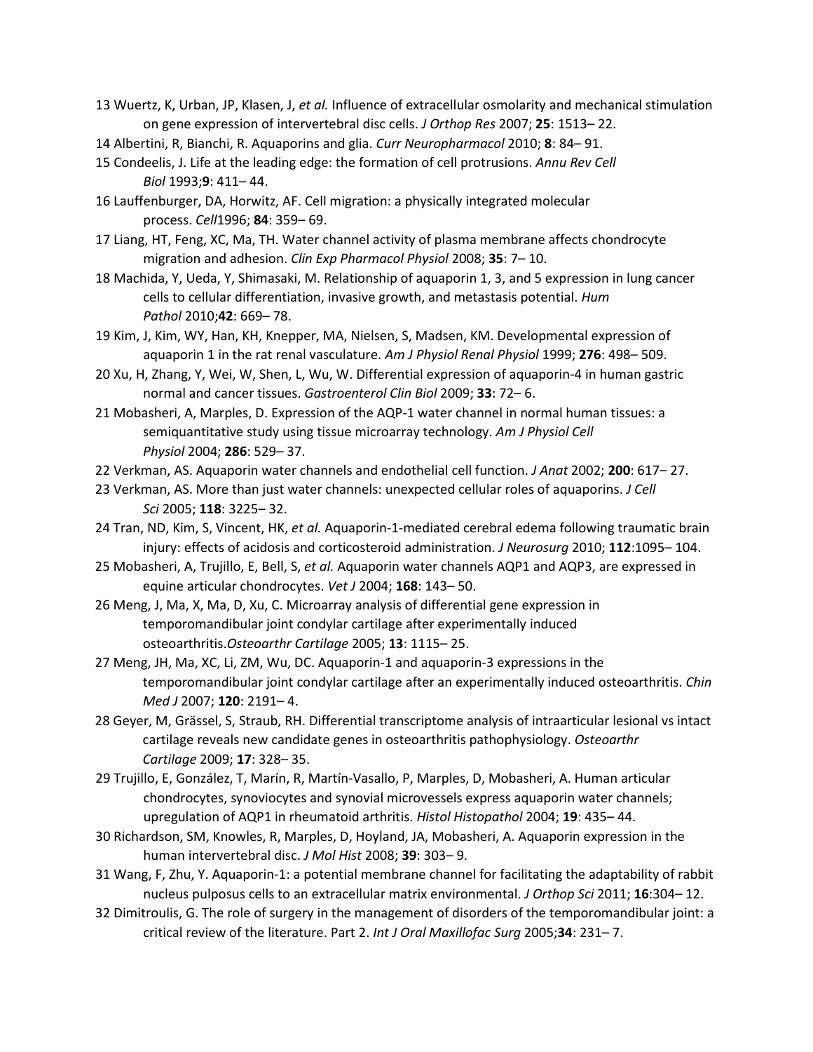13 Wuertz, K, Urban, JP, Klasen, J, *et al.* Influence of extracellular osmolarity and mechanical stimulation on gene expression of intervertebral disc cells. *J Orthop Res* 2007; **25**: 1513– 22.

14 Albertini, R, Bianchi, R. Aquaporins and glia. *Curr Neuropharmacol* 2010; **8**: 84– 91.

15 Condeelis, J. Life at the leading edge: the formation of cell protrusions. *Annu Rev Cell Biol* 1993;**9**: 411– 44.

16 Lauffenburger, DA, Horwitz, AF. Cell migration: a physically integrated molecular process. *Cell*1996; **84**: 359– 69.

17 Liang, HT, Feng, XC, Ma, TH. Water channel activity of plasma membrane affects chondrocyte migration and adhesion. *Clin Exp Pharmacol Physiol* 2008; **35**: 7– 10.

18 Machida, Y, Ueda, Y, Shimasaki, M. Relationship of aquaporin 1, 3, and 5 expression in lung cancer cells to cellular differentiation, invasive growth, and metastasis potential. *Hum Pathol* 2010;**42**: 669– 78.

19 Kim, J, Kim, WY, Han, KH, Knepper, MA, Nielsen, S, Madsen, KM. Developmental expression of aquaporin 1 in the rat renal vasculature. *Am J Physiol Renal Physiol* 1999; **276**: 498– 509.

20 Xu, H, Zhang, Y, Wei, W, Shen, L, Wu, W. Differential expression of aquaporin-4 in human gastric normal and cancer tissues. *Gastroenterol Clin Biol* 2009; **33**: 72– 6.

21 Mobasheri, A, Marples, D. Expression of the AQP-1 water channel in normal human tissues: a semiquantitative study using tissue microarray technology. *Am J Physiol Cell Physiol* 2004; **286**: 529– 37.

22 Verkman, AS. Aquaporin water channels and endothelial cell function. *J Anat* 2002; **200**: 617– 27.

23 Verkman, AS. More than just water channels: unexpected cellular roles of aquaporins. *J Cell Sci* 2005; **118**: 3225– 32.

24 Tran, ND, Kim, S, Vincent, HK, *et al.* Aquaporin-1-mediated cerebral edema following traumatic brain injury: effects of acidosis and corticosteroid administration. *J Neurosurg* 2010; **112**:1095– 104.

25 Mobasheri, A, Trujillo, E, Bell, S, *et al.* Aquaporin water channels AQP1 and AQP3, are expressed in equine articular chondrocytes. *Vet J* 2004; **168**: 143– 50.

26 Meng, J, Ma, X, Ma, D, Xu, C. Microarray analysis of differential gene expression in temporomandibular joint condylar cartilage after experimentally induced osteoarthritis.*Osteoarthr Cartilage* 2005; **13**: 1115– 25.

27 Meng, JH, Ma, XC, Li, ZM, Wu, DC. Aquaporin-1 and aquaporin-3 expressions in the temporomandibular joint condylar cartilage after an experimentally induced osteoarthritis. *Chin Med J* 2007; **120**: 2191– 4.

28 Geyer, M, Grässel, S, Straub, RH. Differential transcriptome analysis of intraarticular lesional vs intact cartilage reveals new candidate genes in osteoarthritis pathophysiology. *Osteoarthr Cartilage* 2009; **17**: 328– 35.

29 Trujillo, E, González, T, Marín, R, Martín-Vasallo, P, Marples, D, Mobasheri, A. Human articular chondrocytes, synoviocytes and synovial microvessels express aquaporin water channels; upregulation of AQP1 in rheumatoid arthritis. *Histol Histopathol* 2004; **19**: 435– 44.

30 Richardson, SM, Knowles, R, Marples, D, Hoyland, JA, Mobasheri, A. Aquaporin expression in the human intervertebral disc. *J Mol Hist* 2008; **39**: 303– 9.

31 Wang, F, Zhu, Y. Aquaporin-1: a potential membrane channel for facilitating the adaptability of rabbit nucleus pulposus cells to an extracellular matrix environmental. *J Orthop Sci* 2011; **16**:304– 12.

32 Dimitroulis, G. The role of surgery in the management of disorders of the temporomandibular joint: a critical review of the literature. Part 2. *Int J Oral Maxillofac Surg* 2005;**34**: 231– 7.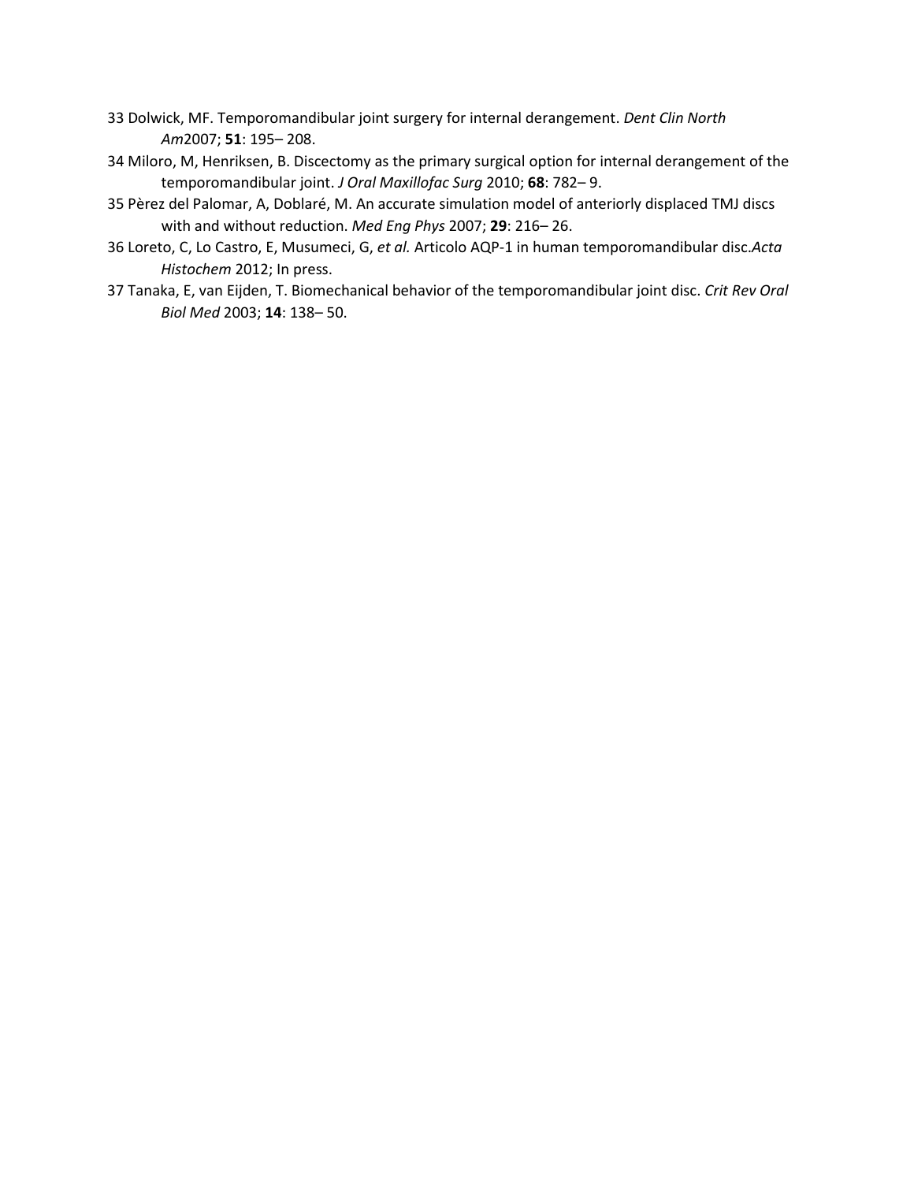33 Dolwick, MF. Temporomandibular joint surgery for internal derangement. *Dent Clin North Am*2007; **51**: 195– 208.

34 Miloro, M, Henriksen, B. Discectomy as the primary surgical option for internal derangement of the temporomandibular joint. *J Oral Maxillofac Surg* 2010; **68**: 782– 9.

35 Pèrez del Palomar, A, Doblaré, M. An accurate simulation model of anteriorly displaced TMJ discs with and without reduction. *Med Eng Phys* 2007; **29**: 216– 26.

36 Loreto, C, Lo Castro, E, Musumeci, G, *et al.* Articolo AQP-1 in human temporomandibular disc.*Acta Histochem* 2012; In press.

37 Tanaka, E, van Eijden, T. Biomechanical behavior of the temporomandibular joint disc. *Crit Rev Oral Biol Med* 2003; **14**: 138– 50.